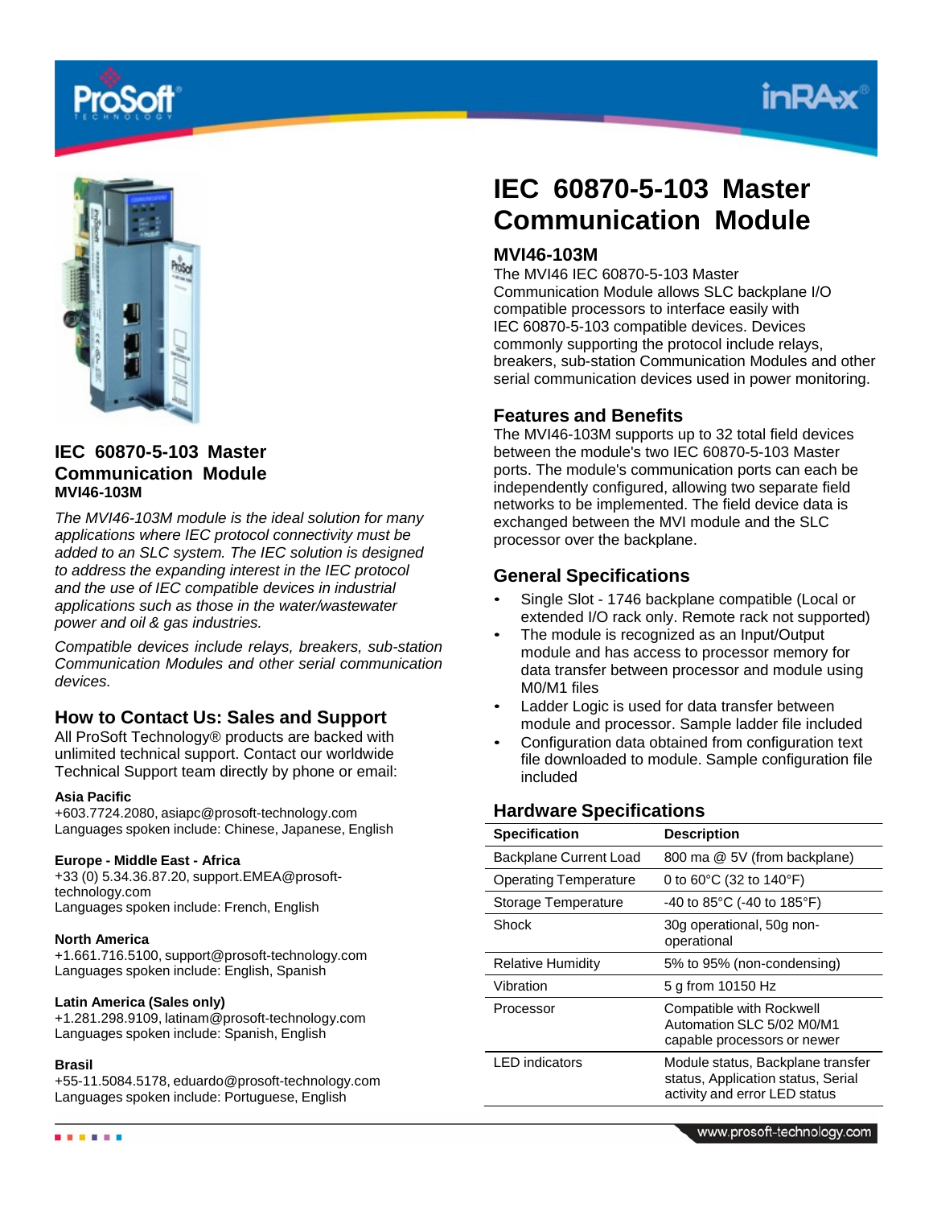## IEC 60870-5-103 Master Communication Module

**MVI46-103M**

*The MVI46-103M module is the ideal solution for many applications where IEC protocol connectivity must be added to an SLC system. The IEC solution is designed to address the expanding interest in the IEC protocol and the use of IEC compatible devices in industrial applications such as those in the water/wastewater power and oil & gas industries.*

*Compatible devices include relays, breakers, sub-station Communication Modules and other serial communication devices.*

### How to Contact Us: Sales and Support

All ProSoft Technology® products are backed with unlimited technical support. Contact our worldwide Technical Support team directly by phone or email:

**Asia Pacific**
+603.7724.2080, asiapc@prosoft-technology.com
Languages spoken include: Chinese, Japanese, English

**Europe - Middle East - Africa**
+33 (0) 5.34.36.87.20, support.EMEA@prosoft-technology.com
Languages spoken include: French, English

**North America**
+1.661.716.5100, support@prosoft-technology.com
Languages spoken include: English, Spanish

**Latin America (Sales only)**
+1.281.298.9109, latinam@prosoft-technology.com
Languages spoken include: Spanish, English

**Brasil**
+55-11.5084.5178, eduardo@prosoft-technology.com
Languages spoken include: Portuguese, English

# IEC 60870-5-103 Master Communication Module

### MVI46-103M

The MVI46 IEC 60870-5-103 Master Communication Module allows SLC backplane I/O compatible processors to interface easily with IEC 60870-5-103 compatible devices. Devices commonly supporting the protocol include relays, breakers, sub-station Communication Modules and other serial communication devices used in power monitoring.

### Features and Benefits

The MVI46-103M supports up to 32 total field devices between the module's two IEC 60870-5-103 Master ports. The module's communication ports can each be independently configured, allowing two separate field networks to be implemented. The field device data is exchanged between the MVI module and the SLC processor over the backplane.

### General Specifications

- Single Slot - 1746 backplane compatible (Local or extended I/O rack only. Remote rack not supported)
- The module is recognized as an Input/Output module and has access to processor memory for data transfer between processor and module using M0/M1 files
- Ladder Logic is used for data transfer between module and processor. Sample ladder file included
- Configuration data obtained from configuration text file downloaded to module. Sample configuration file included

### Hardware Specifications

| Specification | Description |
|---|---|
| Backplane Current Load | 800 ma @ 5V (from backplane) |
| Operating Temperature | 0 to 60°C (32 to 140°F) |
| Storage Temperature | -40 to 85°C (-40 to 185°F) |
| Shock | 30g operational, 50g non-operational |
| Relative Humidity | 5% to 95% (non-condensing) |
| Vibration | 5 g from 10150 Hz |
| Processor | Compatible with Rockwell Automation SLC 5/02 M0/M1 capable processors or newer |
| LED indicators | Module status, Backplane transfer status, Application status, Serial activity and error LED status |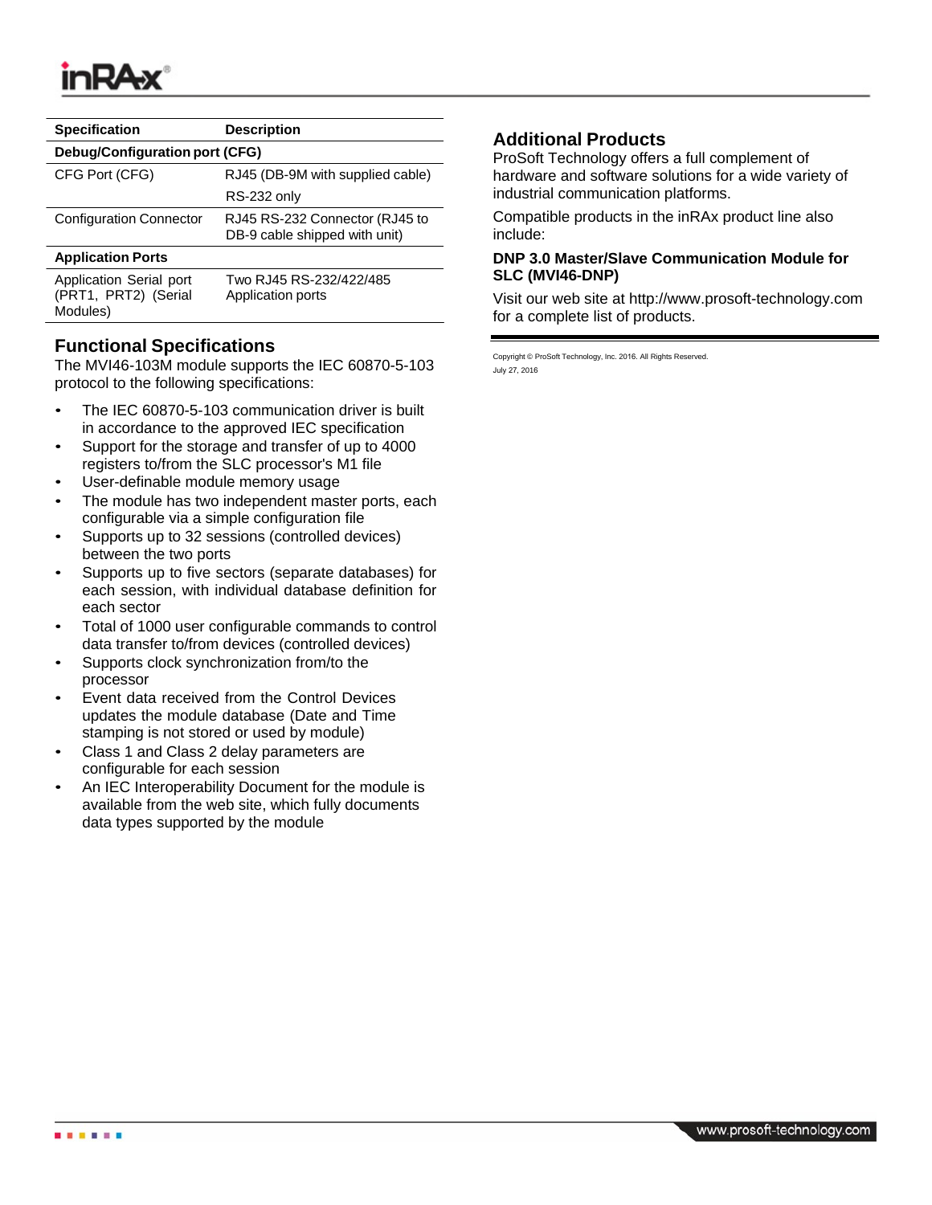| Specification | Description |
| --- | --- |
| **Debug/Configuration port (CFG)** | |
| CFG Port (CFG) | RJ45 (DB-9M with supplied cable) |
| | RS-232 only |
| Configuration Connector | RJ45 RS-232 Connector (RJ45 to DB-9 cable shipped with unit) |
| **Application Ports** | |
| Application Serial port (PRT1, PRT2) (Serial Modules) | Two RJ45 RS-232/422/485 Application ports |

## Functional Specifications

The MVI46-103M module supports the IEC 60870-5-103 protocol to the following specifications:

- The IEC 60870-5-103 communication driver is built in accordance to the approved IEC specification
- Support for the storage and transfer of up to 4000 registers to/from the SLC processor's M1 file
- User-definable module memory usage
- The module has two independent master ports, each configurable via a simple configuration file
- Supports up to 32 sessions (controlled devices) between the two ports
- Supports up to five sectors (separate databases) for each session, with individual database definition for each sector
- Total of 1000 user configurable commands to control data transfer to/from devices (controlled devices)
- Supports clock synchronization from/to the processor
- Event data received from the Control Devices updates the module database (Date and Time stamping is not stored or used by module)
- Class 1 and Class 2 delay parameters are configurable for each session
- An IEC Interoperability Document for the module is available from the web site, which fully documents data types supported by the module

## Additional Products

ProSoft Technology offers a full complement of hardware and software solutions for a wide variety of industrial communication platforms.

Compatible products in the inRAx product line also include:

**DNP 3.0 Master/Slave Communication Module for SLC (MVI46-DNP)**

Visit our web site at http://www.prosoft-technology.com for a complete list of products.

Copyright © ProSoft Technology, Inc. 2016. All Rights Reserved.
July 27, 2016